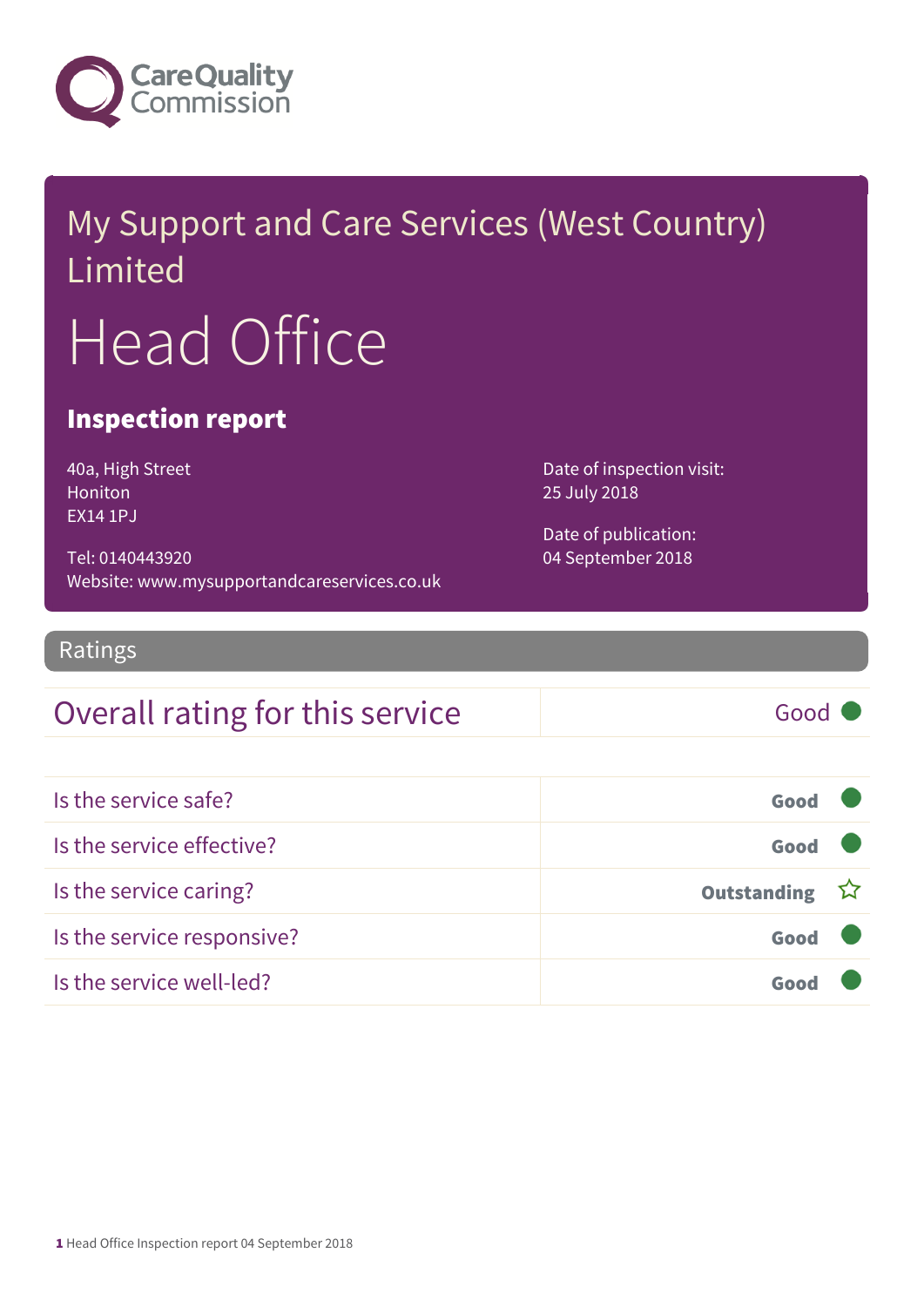Care Quality Commission

# My Support and Care Services (West Country) Limited

# Head Office

## Inspection report

40a, High Street
Honiton
EX14 1PJ

Tel: 0140443920
Website: www.mysupportandcareservices.co.uk

Date of inspection visit:
25 July 2018

Date of publication:
04 September 2018

## Ratings

| Overall rating for this service | Good |
|---|---|
| Is the service safe? | **Good** |
| Is the service effective? | **Good** |
| Is the service caring? | **Outstanding** |
| Is the service responsive? | **Good** |
| Is the service well-led? | **Good** |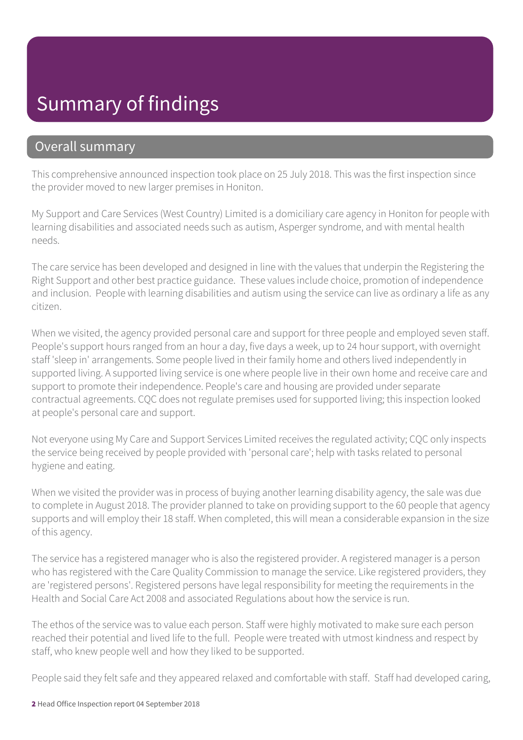# Summary of findings

## Overall summary

This comprehensive announced inspection took place on 25 July 2018. This was the first inspection since the provider moved to new larger premises in Honiton.

My Support and Care Services (West Country) Limited is a domiciliary care agency in Honiton for people with learning disabilities and associated needs such as autism, Asperger syndrome, and with mental health needs.

The care service has been developed and designed in line with the values that underpin the Registering the Right Support and other best practice guidance. These values include choice, promotion of independence and inclusion. People with learning disabilities and autism using the service can live as ordinary a life as any citizen.

When we visited, the agency provided personal care and support for three people and employed seven staff. People's support hours ranged from an hour a day, five days a week, up to 24 hour support, with overnight staff 'sleep in' arrangements. Some people lived in their family home and others lived independently in supported living. A supported living service is one where people live in their own home and receive care and support to promote their independence. People's care and housing are provided under separate contractual agreements. CQC does not regulate premises used for supported living; this inspection looked at people's personal care and support.

Not everyone using My Care and Support Services Limited receives the regulated activity; CQC only inspects the service being received by people provided with 'personal care'; help with tasks related to personal hygiene and eating.

When we visited the provider was in process of buying another learning disability agency, the sale was due to complete in August 2018. The provider planned to take on providing support to the 60 people that agency supports and will employ their 18 staff. When completed, this will mean a considerable expansion in the size of this agency.

The service has a registered manager who is also the registered provider. A registered manager is a person who has registered with the Care Quality Commission to manage the service. Like registered providers, they are 'registered persons'. Registered persons have legal responsibility for meeting the requirements in the Health and Social Care Act 2008 and associated Regulations about how the service is run.

The ethos of the service was to value each person. Staff were highly motivated to make sure each person reached their potential and lived life to the full. People were treated with utmost kindness and respect by staff, who knew people well and how they liked to be supported.

People said they felt safe and they appeared relaxed and comfortable with staff. Staff had developed caring,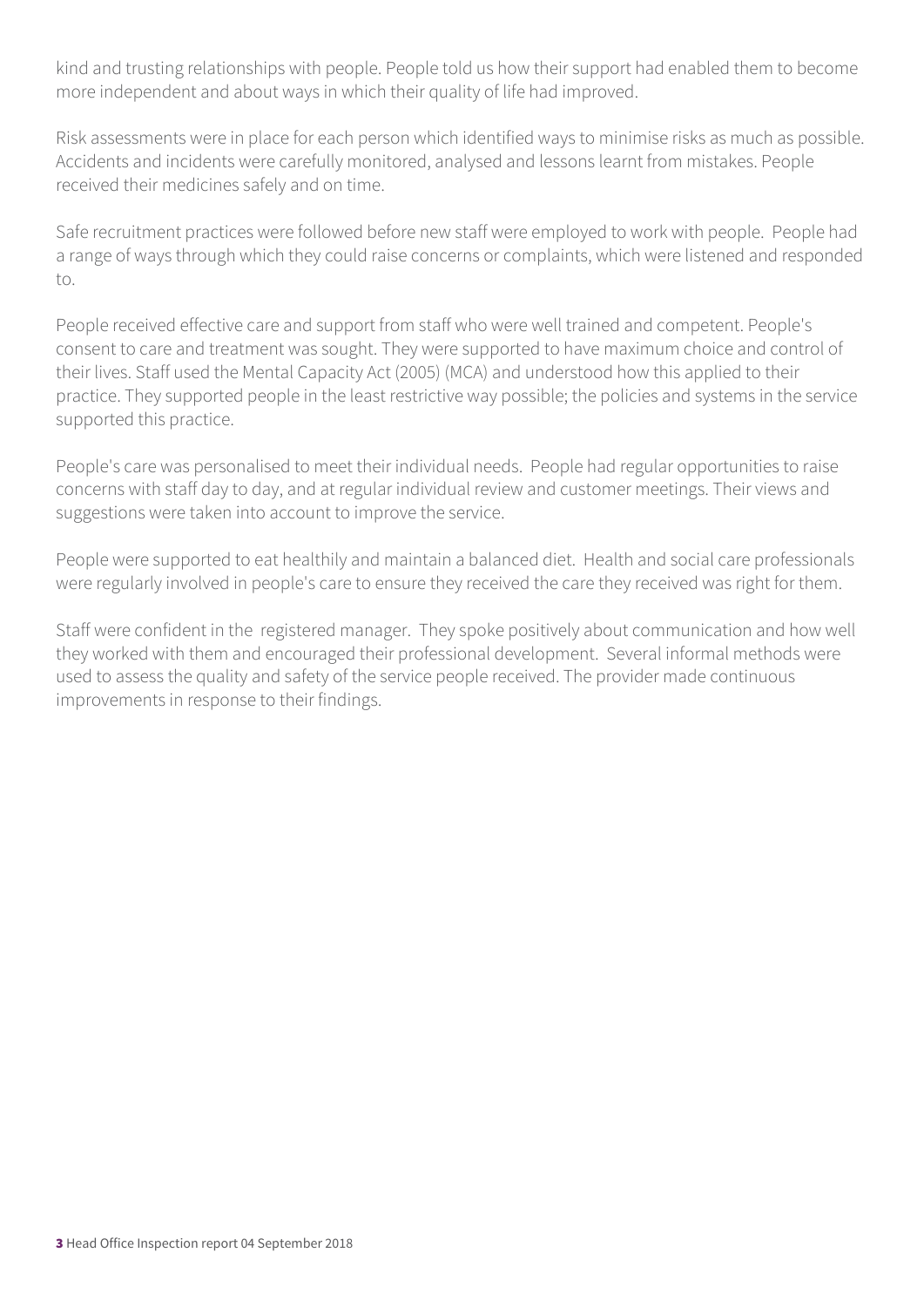kind and trusting relationships with people. People told us how their support had enabled them to become more independent and about ways in which their quality of life had improved.

Risk assessments were in place for each person which identified ways to minimise risks as much as possible. Accidents and incidents were carefully monitored, analysed and lessons learnt from mistakes. People received their medicines safely and on time.

Safe recruitment practices were followed before new staff were employed to work with people. People had a range of ways through which they could raise concerns or complaints, which were listened and responded to.

People received effective care and support from staff who were well trained and competent. People's consent to care and treatment was sought. They were supported to have maximum choice and control of their lives. Staff used the Mental Capacity Act (2005) (MCA) and understood how this applied to their practice. They supported people in the least restrictive way possible; the policies and systems in the service supported this practice.

People's care was personalised to meet their individual needs. People had regular opportunities to raise concerns with staff day to day, and at regular individual review and customer meetings. Their views and suggestions were taken into account to improve the service.

People were supported to eat healthily and maintain a balanced diet. Health and social care professionals were regularly involved in people's care to ensure they received the care they received was right for them.

Staff were confident in the registered manager. They spoke positively about communication and how well they worked with them and encouraged their professional development. Several informal methods were used to assess the quality and safety of the service people received. The provider made continuous improvements in response to their findings.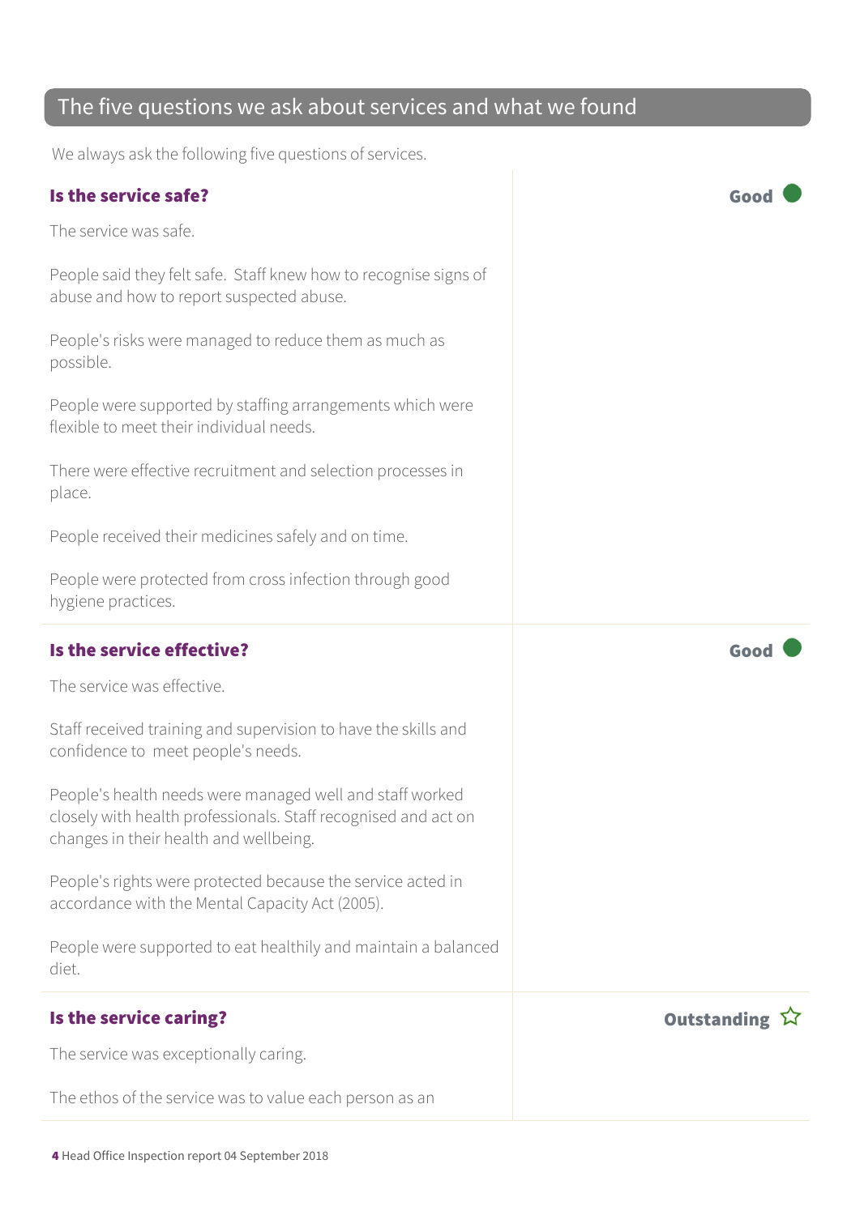## The five questions we ask about services and what we found

We always ask the following five questions of services.

### Is the service safe?

**Good**

The service was safe.

People said they felt safe. Staff knew how to recognise signs of abuse and how to report suspected abuse.

People's risks were managed to reduce them as much as possible.

People were supported by staffing arrangements which were flexible to meet their individual needs.

There were effective recruitment and selection processes in place.

People received their medicines safely and on time.

People were protected from cross infection through good hygiene practices.

### Is the service effective?

**Good**

The service was effective.

Staff received training and supervision to have the skills and confidence to meet people's needs.

People's health needs were managed well and staff worked closely with health professionals. Staff recognised and act on changes in their health and wellbeing.

People's rights were protected because the service acted in accordance with the Mental Capacity Act (2005).

People were supported to eat healthily and maintain a balanced diet.

### Is the service caring?

**Outstanding** ☆

The service was exceptionally caring.

The ethos of the service was to value each person as an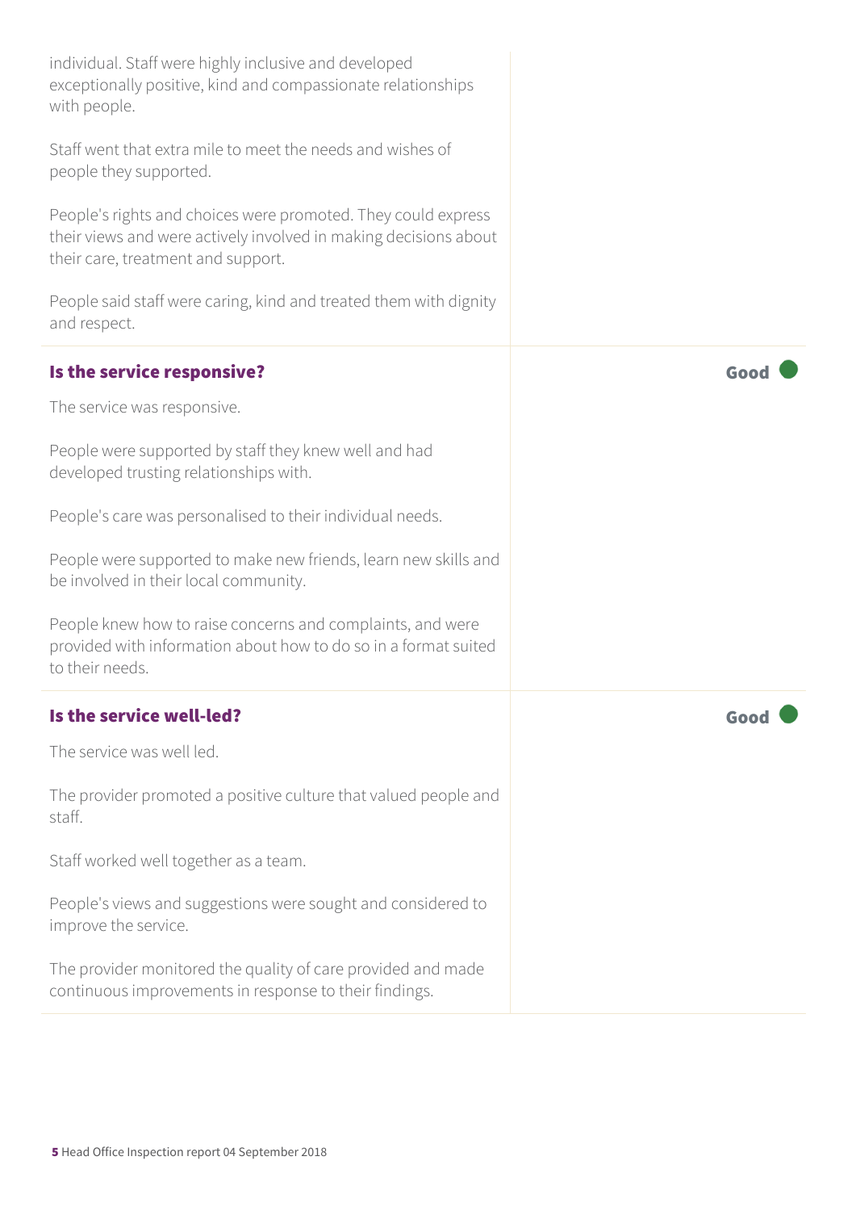individual. Staff were highly inclusive and developed exceptionally positive, kind and compassionate relationships with people.

Staff went that extra mile to meet the needs and wishes of people they supported.

People's rights and choices were promoted. They could express their views and were actively involved in making decisions about their care, treatment and support.

People said staff were caring, kind and treated them with dignity and respect.

### Is the service responsive?

**Good**

The service was responsive.

People were supported by staff they knew well and had developed trusting relationships with.

People's care was personalised to their individual needs.

People were supported to make new friends, learn new skills and be involved in their local community.

People knew how to raise concerns and complaints, and were provided with information about how to do so in a format suited to their needs.

### Is the service well-led?

**Good**

The service was well led.

The provider promoted a positive culture that valued people and staff.

Staff worked well together as a team.

People's views and suggestions were sought and considered to improve the service.

The provider monitored the quality of care provided and made continuous improvements in response to their findings.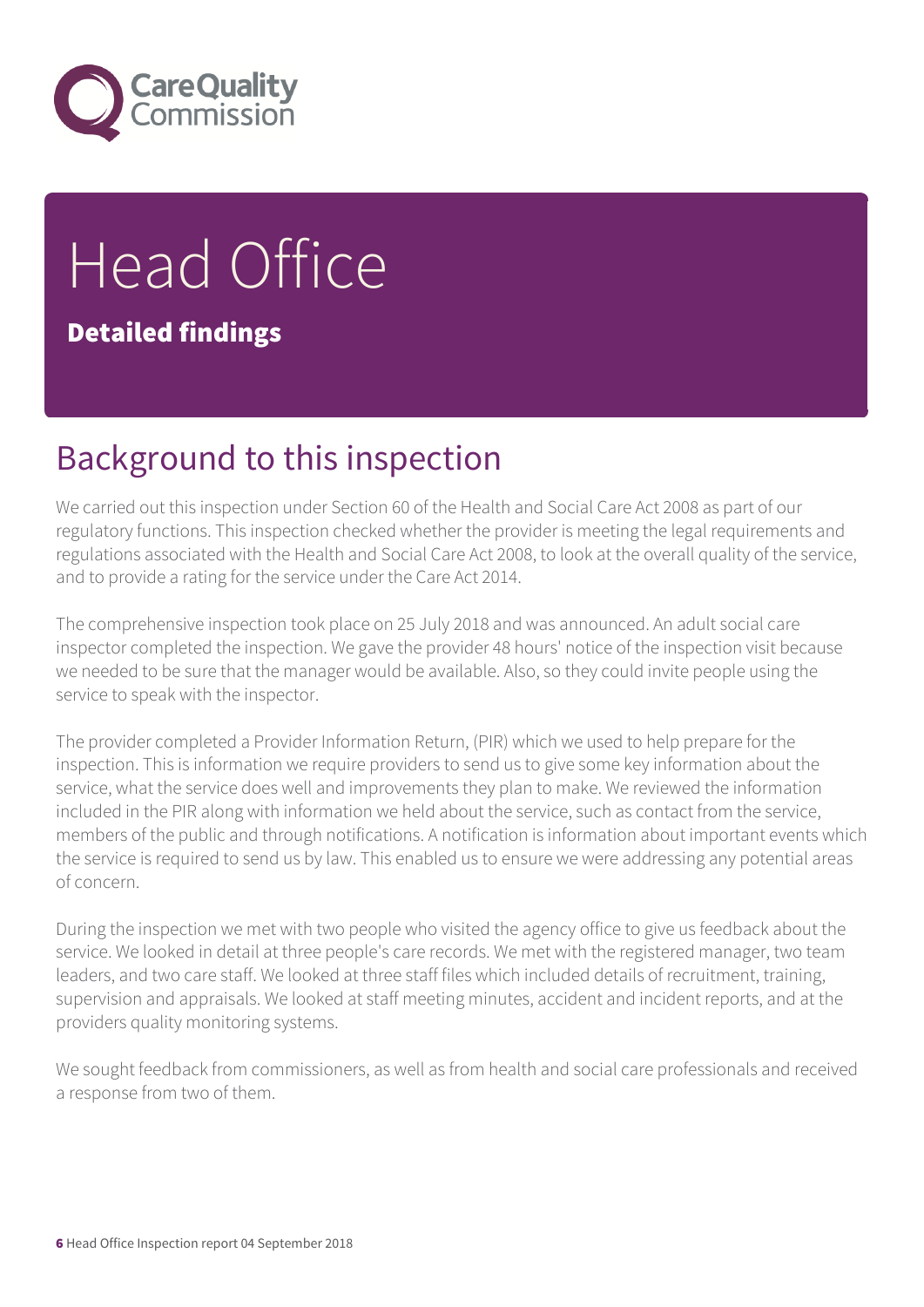# Head Office

**Detailed findings**

## Background to this inspection

We carried out this inspection under Section 60 of the Health and Social Care Act 2008 as part of our regulatory functions. This inspection checked whether the provider is meeting the legal requirements and regulations associated with the Health and Social Care Act 2008, to look at the overall quality of the service, and to provide a rating for the service under the Care Act 2014.

The comprehensive inspection took place on 25 July 2018 and was announced. An adult social care inspector completed the inspection. We gave the provider 48 hours' notice of the inspection visit because we needed to be sure that the manager would be available. Also, so they could invite people using the service to speak with the inspector.

The provider completed a Provider Information Return, (PIR) which we used to help prepare for the inspection. This is information we require providers to send us to give some key information about the service, what the service does well and improvements they plan to make. We reviewed the information included in the PIR along with information we held about the service, such as contact from the service, members of the public and through notifications. A notification is information about important events which the service is required to send us by law. This enabled us to ensure we were addressing any potential areas of concern.

During the inspection we met with two people who visited the agency office to give us feedback about the service. We looked in detail at three people's care records. We met with the registered manager, two team leaders, and two care staff. We looked at three staff files which included details of recruitment, training, supervision and appraisals. We looked at staff meeting minutes, accident and incident reports, and at the providers quality monitoring systems.

We sought feedback from commissioners, as well as from health and social care professionals and received a response from two of them.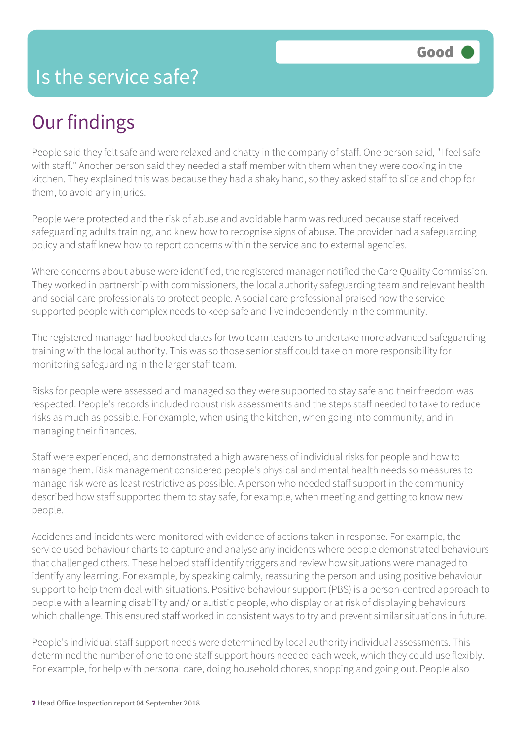# Is the service safe?

Good

## Our findings

People said they felt safe and were relaxed and chatty in the company of staff. One person said, "I feel safe with staff." Another person said they needed a staff member with them when they were cooking in the kitchen. They explained this was because they had a shaky hand, so they asked staff to slice and chop for them, to avoid any injuries.

People were protected and the risk of abuse and avoidable harm was reduced because staff received safeguarding adults training, and knew how to recognise signs of abuse. The provider had a safeguarding policy and staff knew how to report concerns within the service and to external agencies.

Where concerns about abuse were identified, the registered manager notified the Care Quality Commission. They worked in partnership with commissioners, the local authority safeguarding team and relevant health and social care professionals to protect people. A social care professional praised how the service supported people with complex needs to keep safe and live independently in the community.

The registered manager had booked dates for two team leaders to undertake more advanced safeguarding training with the local authority. This was so those senior staff could take on more responsibility for monitoring safeguarding in the larger staff team.

Risks for people were assessed and managed so they were supported to stay safe and their freedom was respected. People's records included robust risk assessments and the steps staff needed to take to reduce risks as much as possible. For example, when using the kitchen, when going into community, and in managing their finances.

Staff were experienced, and demonstrated a high awareness of individual risks for people and how to manage them. Risk management considered people's physical and mental health needs so measures to manage risk were as least restrictive as possible. A person who needed staff support in the community described how staff supported them to stay safe, for example, when meeting and getting to know new people.

Accidents and incidents were monitored with evidence of actions taken in response. For example, the service used behaviour charts to capture and analyse any incidents where people demonstrated behaviours that challenged others. These helped staff identify triggers and review how situations were managed to identify any learning. For example, by speaking calmly, reassuring the person and using positive behaviour support to help them deal with situations. Positive behaviour support (PBS) is a person-centred approach to people with a learning disability and/ or autistic people, who display or at risk of displaying behaviours which challenge. This ensured staff worked in consistent ways to try and prevent similar situations in future.

People's individual staff support needs were determined by local authority individual assessments. This determined the number of one to one staff support hours needed each week, which they could use flexibly. For example, for help with personal care, doing household chores, shopping and going out. People also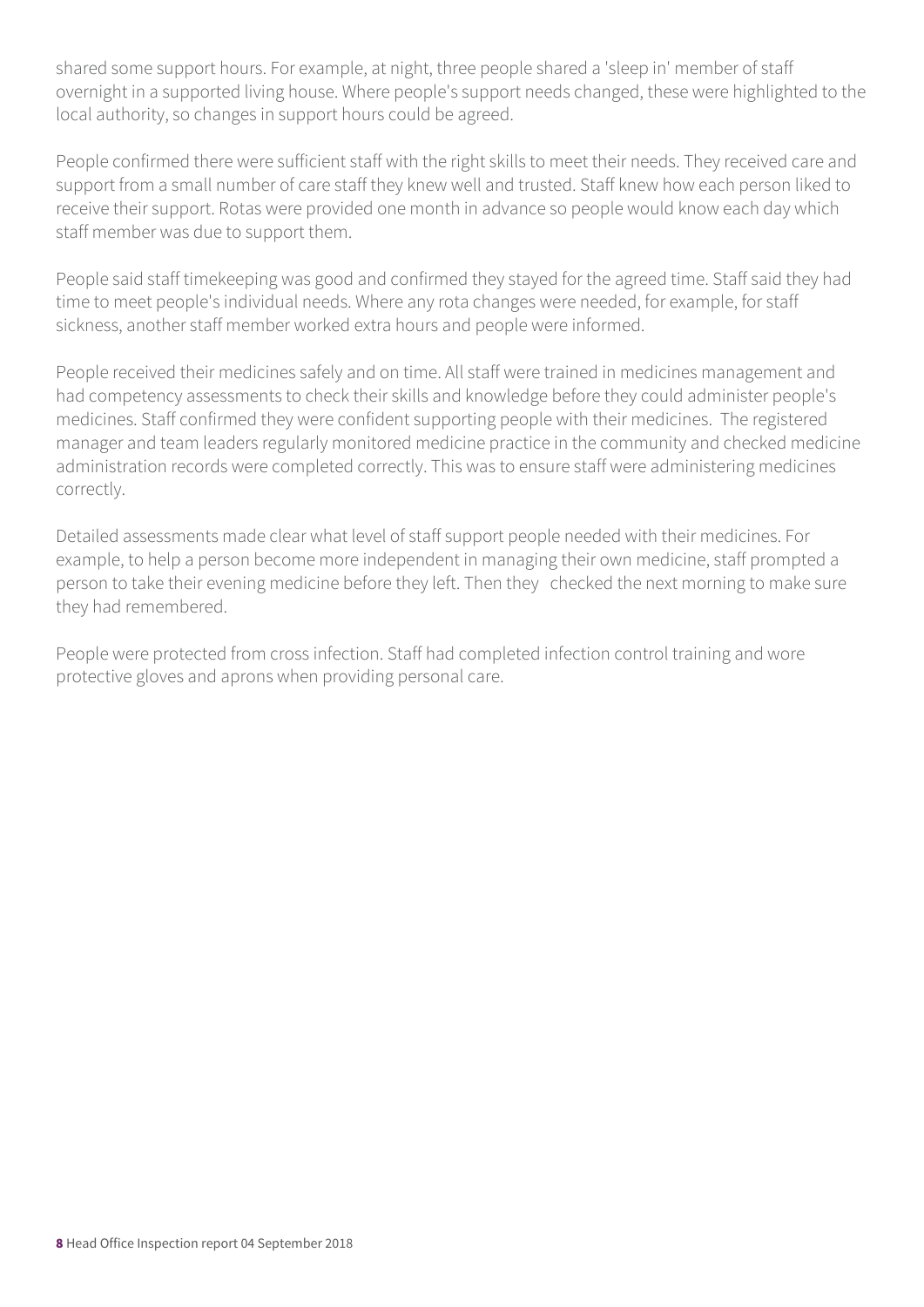shared some support hours. For example, at night, three people shared a 'sleep in' member of staff overnight in a supported living house. Where people's support needs changed, these were highlighted to the local authority, so changes in support hours could be agreed.

People confirmed there were sufficient staff with the right skills to meet their needs. They received care and support from a small number of care staff they knew well and trusted. Staff knew how each person liked to receive their support. Rotas were provided one month in advance so people would know each day which staff member was due to support them.

People said staff timekeeping was good and confirmed they stayed for the agreed time. Staff said they had time to meet people's individual needs. Where any rota changes were needed, for example, for staff sickness, another staff member worked extra hours and people were informed.

People received their medicines safely and on time. All staff were trained in medicines management and had competency assessments to check their skills and knowledge before they could administer people's medicines. Staff confirmed they were confident supporting people with their medicines. The registered manager and team leaders regularly monitored medicine practice in the community and checked medicine administration records were completed correctly. This was to ensure staff were administering medicines correctly.

Detailed assessments made clear what level of staff support people needed with their medicines. For example, to help a person become more independent in managing their own medicine, staff prompted a person to take their evening medicine before they left. Then they checked the next morning to make sure they had remembered.

People were protected from cross infection. Staff had completed infection control training and wore protective gloves and aprons when providing personal care.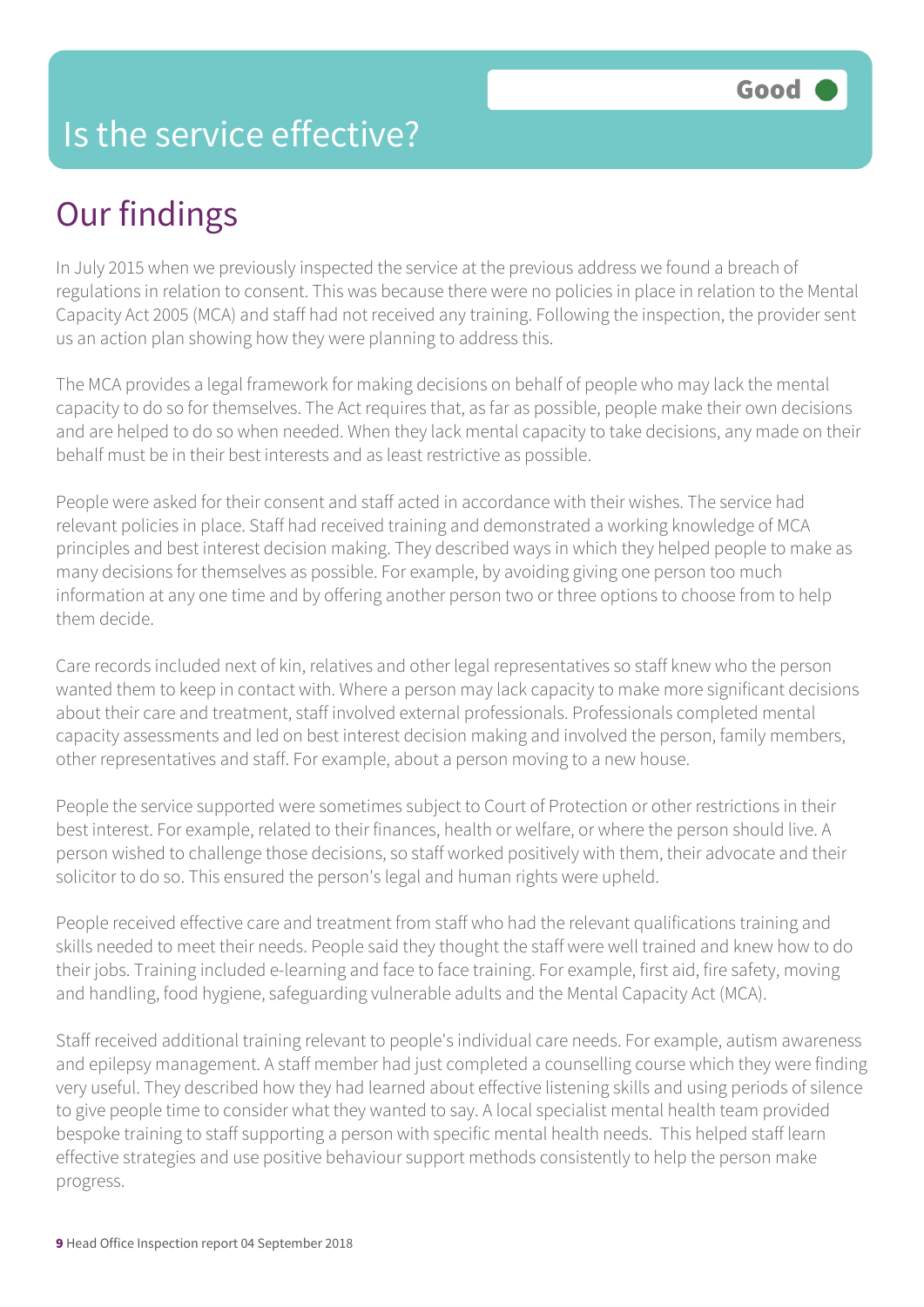# Is the service effective?

Good

## Our findings

In July 2015 when we previously inspected the service at the previous address we found a breach of regulations in relation to consent. This was because there were no policies in place in relation to the Mental Capacity Act 2005 (MCA) and staff had not received any training. Following the inspection, the provider sent us an action plan showing how they were planning to address this.

The MCA provides a legal framework for making decisions on behalf of people who may lack the mental capacity to do so for themselves. The Act requires that, as far as possible, people make their own decisions and are helped to do so when needed. When they lack mental capacity to take decisions, any made on their behalf must be in their best interests and as least restrictive as possible.

People were asked for their consent and staff acted in accordance with their wishes. The service had relevant policies in place. Staff had received training and demonstrated a working knowledge of MCA principles and best interest decision making. They described ways in which they helped people to make as many decisions for themselves as possible. For example, by avoiding giving one person too much information at any one time and by offering another person two or three options to choose from to help them decide.

Care records included next of kin, relatives and other legal representatives so staff knew who the person wanted them to keep in contact with. Where a person may lack capacity to make more significant decisions about their care and treatment, staff involved external professionals. Professionals completed mental capacity assessments and led on best interest decision making and involved the person, family members, other representatives and staff. For example, about a person moving to a new house.

People the service supported were sometimes subject to Court of Protection or other restrictions in their best interest. For example, related to their finances, health or welfare, or where the person should live. A person wished to challenge those decisions, so staff worked positively with them, their advocate and their solicitor to do so. This ensured the person's legal and human rights were upheld.

People received effective care and treatment from staff who had the relevant qualifications training and skills needed to meet their needs. People said they thought the staff were well trained and knew how to do their jobs. Training included e-learning and face to face training. For example, first aid, fire safety, moving and handling, food hygiene, safeguarding vulnerable adults and the Mental Capacity Act (MCA).

Staff received additional training relevant to people's individual care needs. For example, autism awareness and epilepsy management. A staff member had just completed a counselling course which they were finding very useful. They described how they had learned about effective listening skills and using periods of silence to give people time to consider what they wanted to say. A local specialist mental health team provided bespoke training to staff supporting a person with specific mental health needs. This helped staff learn effective strategies and use positive behaviour support methods consistently to help the person make progress.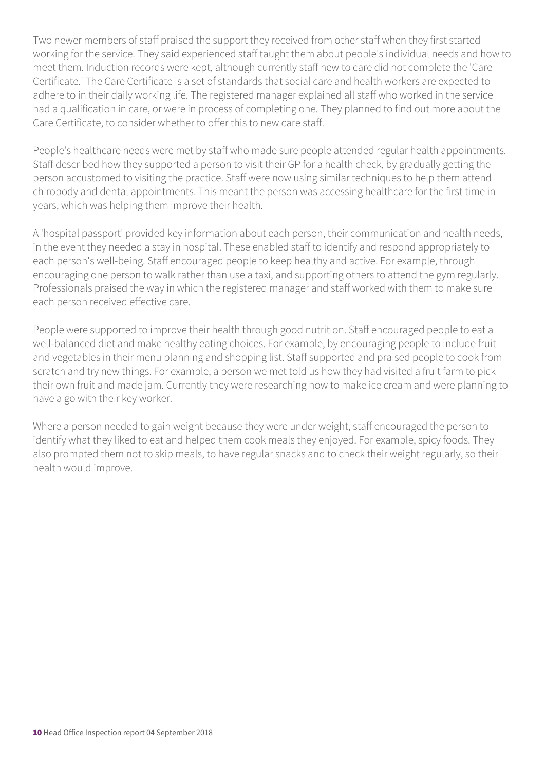Two newer members of staff praised the support they received from other staff when they first started working for the service. They said experienced staff taught them about people's individual needs and how to meet them. Induction records were kept, although currently staff new to care did not complete the 'Care Certificate.' The Care Certificate is a set of standards that social care and health workers are expected to adhere to in their daily working life. The registered manager explained all staff who worked in the service had a qualification in care, or were in process of completing one. They planned to find out more about the Care Certificate, to consider whether to offer this to new care staff.

People's healthcare needs were met by staff who made sure people attended regular health appointments. Staff described how they supported a person to visit their GP for a health check, by gradually getting the person accustomed to visiting the practice. Staff were now using similar techniques to help them attend chiropody and dental appointments. This meant the person was accessing healthcare for the first time in years, which was helping them improve their health.

A 'hospital passport' provided key information about each person, their communication and health needs, in the event they needed a stay in hospital. These enabled staff to identify and respond appropriately to each person's well-being. Staff encouraged people to keep healthy and active. For example, through encouraging one person to walk rather than use a taxi, and supporting others to attend the gym regularly. Professionals praised the way in which the registered manager and staff worked with them to make sure each person received effective care.

People were supported to improve their health through good nutrition. Staff encouraged people to eat a well-balanced diet and make healthy eating choices. For example, by encouraging people to include fruit and vegetables in their menu planning and shopping list. Staff supported and praised people to cook from scratch and try new things. For example, a person we met told us how they had visited a fruit farm to pick their own fruit and made jam. Currently they were researching how to make ice cream and were planning to have a go with their key worker.

Where a person needed to gain weight because they were under weight, staff encouraged the person to identify what they liked to eat and helped them cook meals they enjoyed. For example, spicy foods. They also prompted them not to skip meals, to have regular snacks and to check their weight regularly, so their health would improve.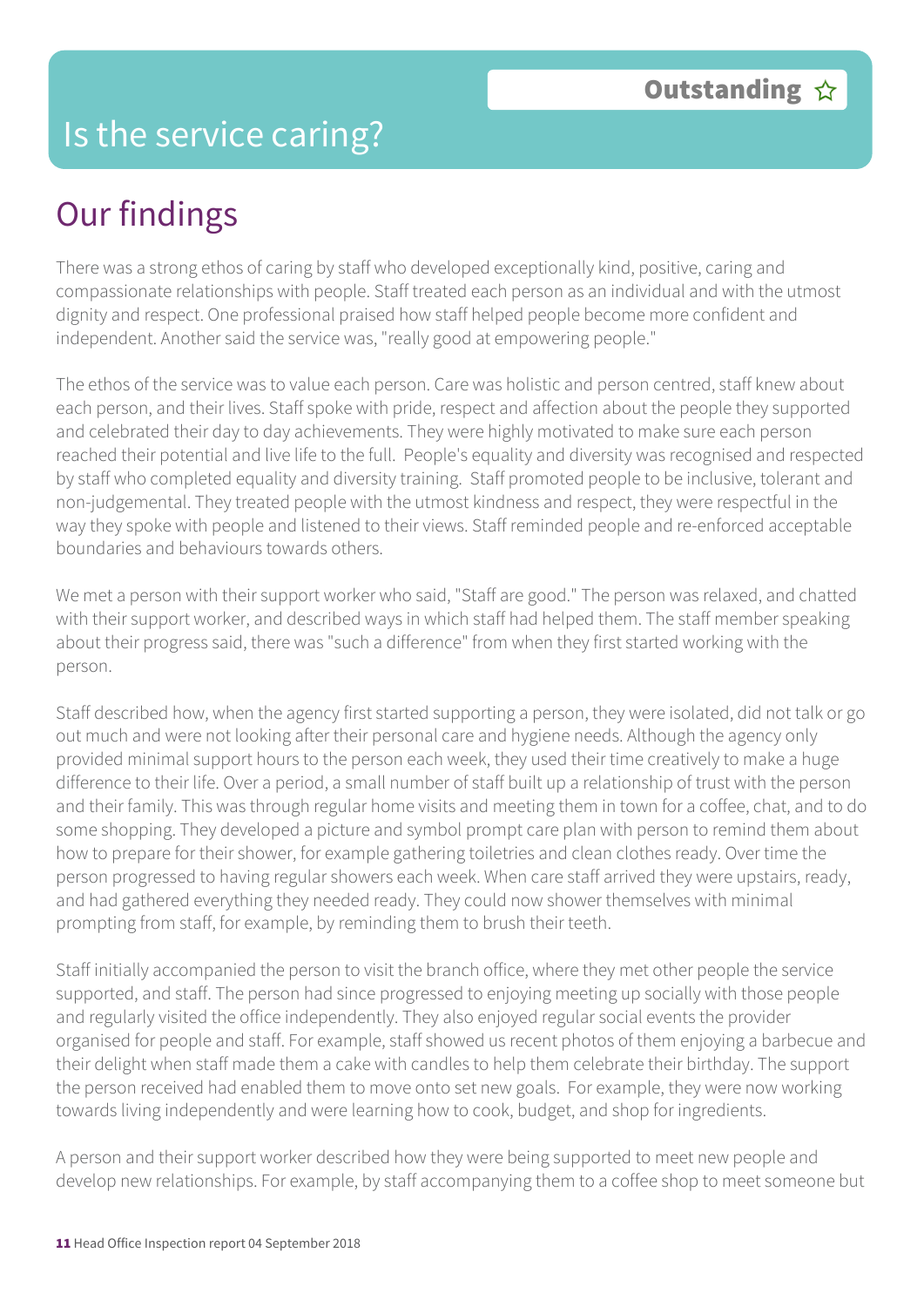# Is the service caring?

**Outstanding** ☆

## Our findings

There was a strong ethos of caring by staff who developed exceptionally kind, positive, caring and compassionate relationships with people. Staff treated each person as an individual and with the utmost dignity and respect. One professional praised how staff helped people become more confident and independent. Another said the service was, "really good at empowering people."

The ethos of the service was to value each person. Care was holistic and person centred, staff knew about each person, and their lives. Staff spoke with pride, respect and affection about the people they supported and celebrated their day to day achievements. They were highly motivated to make sure each person reached their potential and live life to the full. People's equality and diversity was recognised and respected by staff who completed equality and diversity training. Staff promoted people to be inclusive, tolerant and non-judgemental. They treated people with the utmost kindness and respect, they were respectful in the way they spoke with people and listened to their views. Staff reminded people and re-enforced acceptable boundaries and behaviours towards others.

We met a person with their support worker who said, "Staff are good." The person was relaxed, and chatted with their support worker, and described ways in which staff had helped them. The staff member speaking about their progress said, there was "such a difference" from when they first started working with the person.

Staff described how, when the agency first started supporting a person, they were isolated, did not talk or go out much and were not looking after their personal care and hygiene needs. Although the agency only provided minimal support hours to the person each week, they used their time creatively to make a huge difference to their life. Over a period, a small number of staff built up a relationship of trust with the person and their family. This was through regular home visits and meeting them in town for a coffee, chat, and to do some shopping. They developed a picture and symbol prompt care plan with person to remind them about how to prepare for their shower, for example gathering toiletries and clean clothes ready. Over time the person progressed to having regular showers each week. When care staff arrived they were upstairs, ready, and had gathered everything they needed ready. They could now shower themselves with minimal prompting from staff, for example, by reminding them to brush their teeth.

Staff initially accompanied the person to visit the branch office, where they met other people the service supported, and staff. The person had since progressed to enjoying meeting up socially with those people and regularly visited the office independently. They also enjoyed regular social events the provider organised for people and staff. For example, staff showed us recent photos of them enjoying a barbecue and their delight when staff made them a cake with candles to help them celebrate their birthday. The support the person received had enabled them to move onto set new goals. For example, they were now working towards living independently and were learning how to cook, budget, and shop for ingredients.

A person and their support worker described how they were being supported to meet new people and develop new relationships. For example, by staff accompanying them to a coffee shop to meet someone but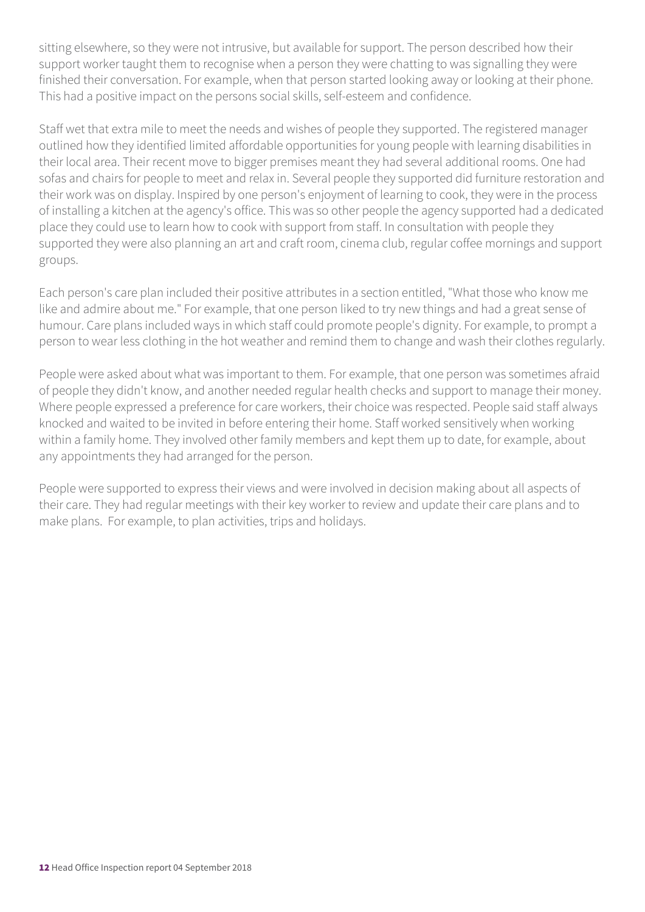sitting elsewhere, so they were not intrusive, but available for support. The person described how their support worker taught them to recognise when a person they were chatting to was signalling they were finished their conversation. For example, when that person started looking away or looking at their phone. This had a positive impact on the persons social skills, self-esteem and confidence.

Staff wet that extra mile to meet the needs and wishes of people they supported. The registered manager outlined how they identified limited affordable opportunities for young people with learning disabilities in their local area. Their recent move to bigger premises meant they had several additional rooms. One had sofas and chairs for people to meet and relax in. Several people they supported did furniture restoration and their work was on display. Inspired by one person's enjoyment of learning to cook, they were in the process of installing a kitchen at the agency's office. This was so other people the agency supported had a dedicated place they could use to learn how to cook with support from staff. In consultation with people they supported they were also planning an art and craft room, cinema club, regular coffee mornings and support groups.

Each person's care plan included their positive attributes in a section entitled, "What those who know me like and admire about me." For example, that one person liked to try new things and had a great sense of humour. Care plans included ways in which staff could promote people's dignity. For example, to prompt a person to wear less clothing in the hot weather and remind them to change and wash their clothes regularly.

People were asked about what was important to them. For example, that one person was sometimes afraid of people they didn't know, and another needed regular health checks and support to manage their money. Where people expressed a preference for care workers, their choice was respected. People said staff always knocked and waited to be invited in before entering their home. Staff worked sensitively when working within a family home. They involved other family members and kept them up to date, for example, about any appointments they had arranged for the person.

People were supported to express their views and were involved in decision making about all aspects of their care. They had regular meetings with their key worker to review and update their care plans and to make plans. For example, to plan activities, trips and holidays.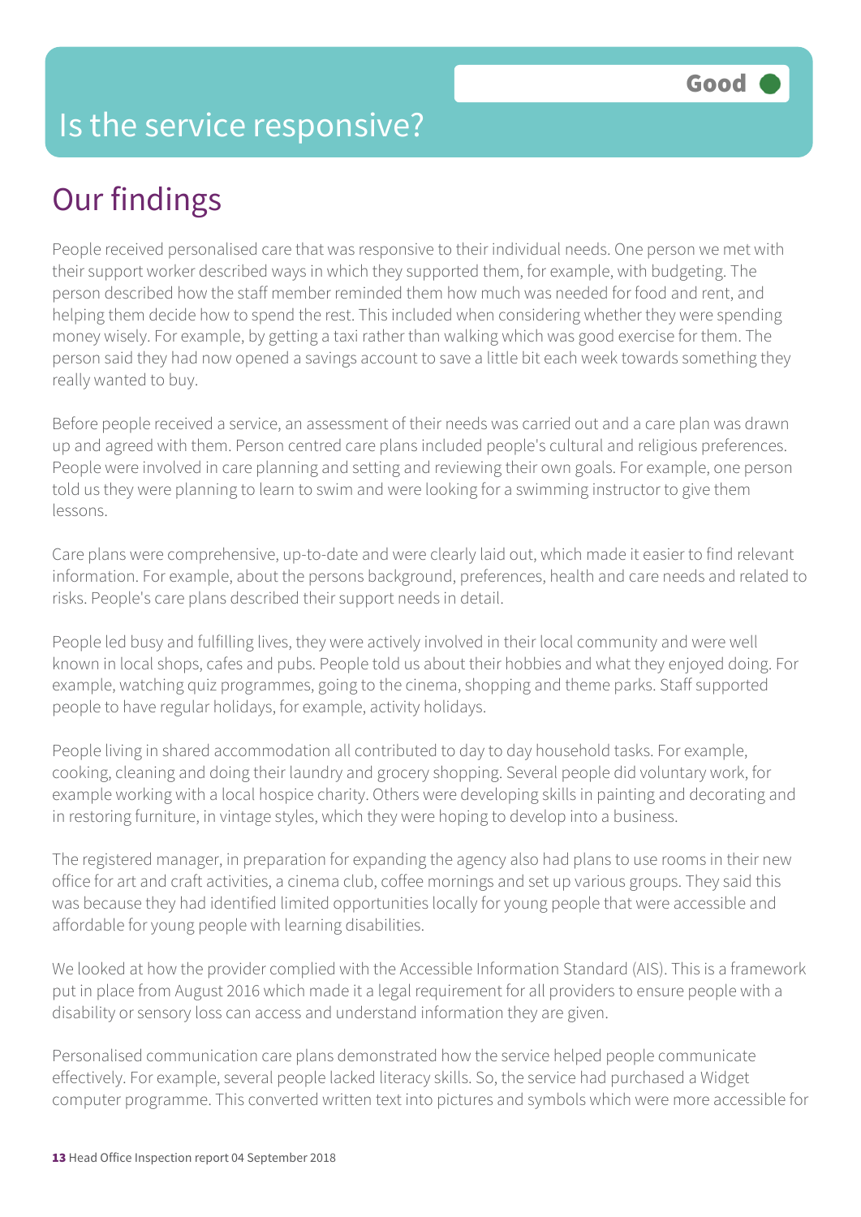# Is the service responsive?

**Good**

## Our findings

People received personalised care that was responsive to their individual needs. One person we met with their support worker described ways in which they supported them, for example, with budgeting. The person described how the staff member reminded them how much was needed for food and rent, and helping them decide how to spend the rest. This included when considering whether they were spending money wisely. For example, by getting a taxi rather than walking which was good exercise for them. The person said they had now opened a savings account to save a little bit each week towards something they really wanted to buy.

Before people received a service, an assessment of their needs was carried out and a care plan was drawn up and agreed with them. Person centred care plans included people's cultural and religious preferences. People were involved in care planning and setting and reviewing their own goals. For example, one person told us they were planning to learn to swim and were looking for a swimming instructor to give them lessons.

Care plans were comprehensive, up-to-date and were clearly laid out, which made it easier to find relevant information. For example, about the persons background, preferences, health and care needs and related to risks. People's care plans described their support needs in detail.

People led busy and fulfilling lives, they were actively involved in their local community and were well known in local shops, cafes and pubs. People told us about their hobbies and what they enjoyed doing. For example, watching quiz programmes, going to the cinema, shopping and theme parks. Staff supported people to have regular holidays, for example, activity holidays.

People living in shared accommodation all contributed to day to day household tasks. For example, cooking, cleaning and doing their laundry and grocery shopping. Several people did voluntary work, for example working with a local hospice charity. Others were developing skills in painting and decorating and in restoring furniture, in vintage styles, which they were hoping to develop into a business.

The registered manager, in preparation for expanding the agency also had plans to use rooms in their new office for art and craft activities, a cinema club, coffee mornings and set up various groups. They said this was because they had identified limited opportunities locally for young people that were accessible and affordable for young people with learning disabilities.

We looked at how the provider complied with the Accessible Information Standard (AIS). This is a framework put in place from August 2016 which made it a legal requirement for all providers to ensure people with a disability or sensory loss can access and understand information they are given.

Personalised communication care plans demonstrated how the service helped people communicate effectively. For example, several people lacked literacy skills. So, the service had purchased a Widget computer programme. This converted written text into pictures and symbols which were more accessible for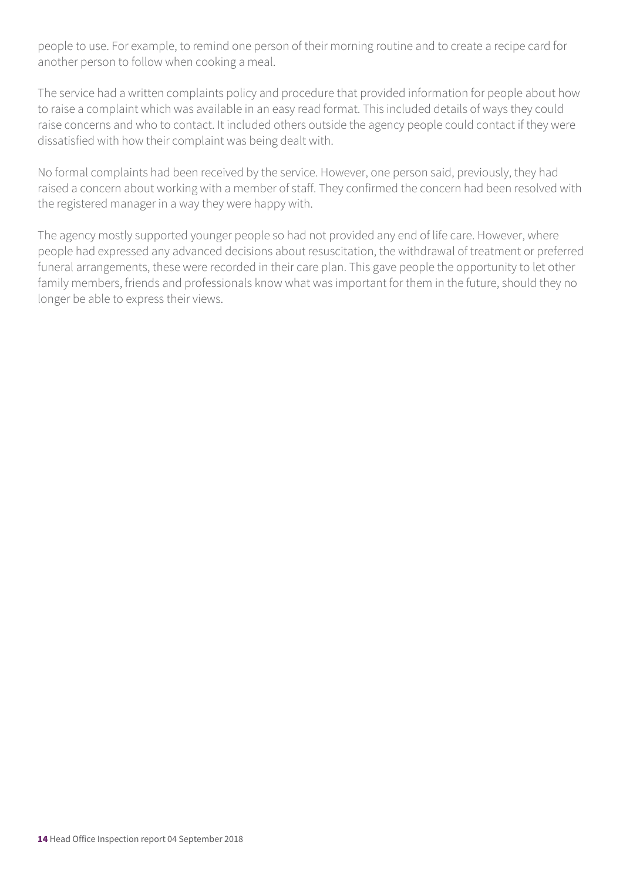people to use. For example, to remind one person of their morning routine and to create a recipe card for another person to follow when cooking a meal.

The service had a written complaints policy and procedure that provided information for people about how to raise a complaint which was available in an easy read format. This included details of ways they could raise concerns and who to contact. It included others outside the agency people could contact if they were dissatisfied with how their complaint was being dealt with.

No formal complaints had been received by the service. However, one person said, previously, they had raised a concern about working with a member of staff. They confirmed the concern had been resolved with the registered manager in a way they were happy with.

The agency mostly supported younger people so had not provided any end of life care. However, where people had expressed any advanced decisions about resuscitation, the withdrawal of treatment or preferred funeral arrangements, these were recorded in their care plan. This gave people the opportunity to let other family members, friends and professionals know what was important for them in the future, should they no longer be able to express their views.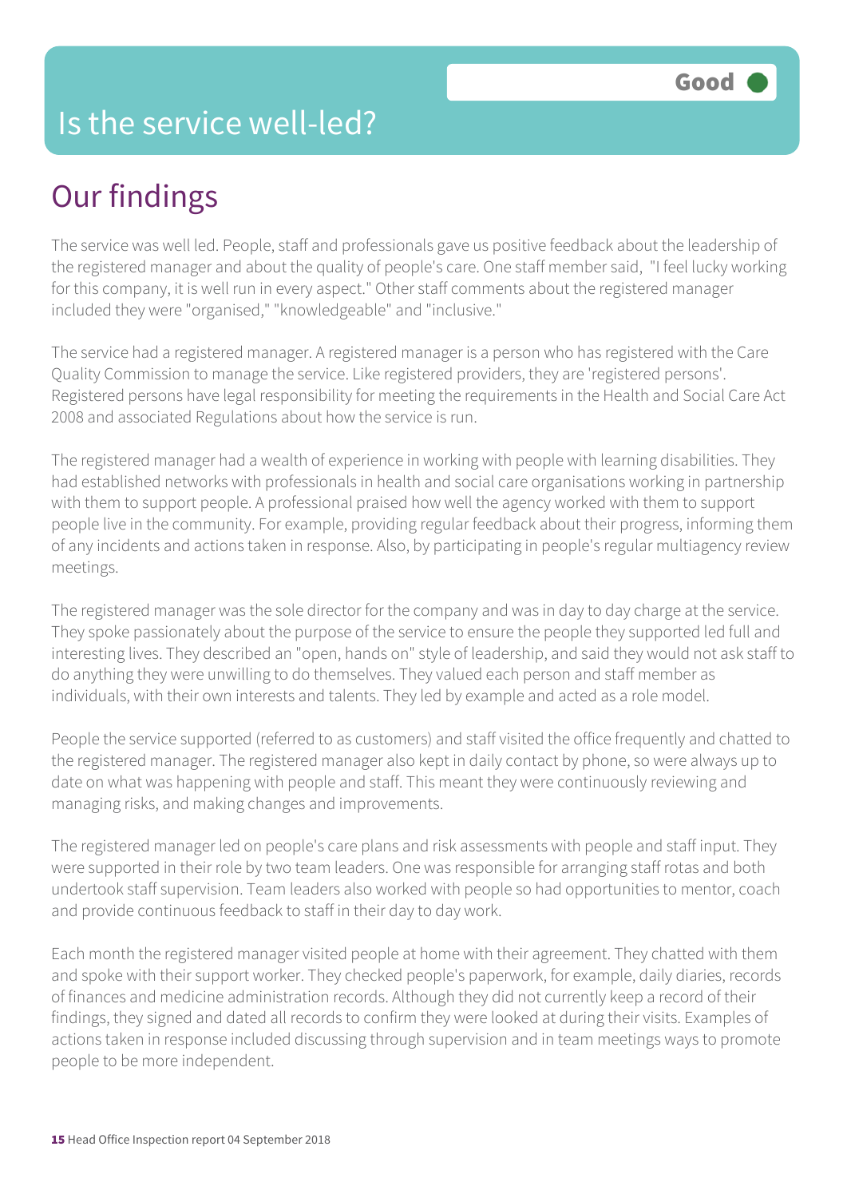# Is the service well-led?

Good

## Our findings

The service was well led. People, staff and professionals gave us positive feedback about the leadership of the registered manager and about the quality of people's care. One staff member said, "I feel lucky working for this company, it is well run in every aspect." Other staff comments about the registered manager included they were "organised," "knowledgeable" and "inclusive."

The service had a registered manager. A registered manager is a person who has registered with the Care Quality Commission to manage the service. Like registered providers, they are 'registered persons'. Registered persons have legal responsibility for meeting the requirements in the Health and Social Care Act 2008 and associated Regulations about how the service is run.

The registered manager had a wealth of experience in working with people with learning disabilities. They had established networks with professionals in health and social care organisations working in partnership with them to support people. A professional praised how well the agency worked with them to support people live in the community. For example, providing regular feedback about their progress, informing them of any incidents and actions taken in response. Also, by participating in people's regular multiagency review meetings.

The registered manager was the sole director for the company and was in day to day charge at the service. They spoke passionately about the purpose of the service to ensure the people they supported led full and interesting lives. They described an "open, hands on" style of leadership, and said they would not ask staff to do anything they were unwilling to do themselves. They valued each person and staff member as individuals, with their own interests and talents. They led by example and acted as a role model.

People the service supported (referred to as customers) and staff visited the office frequently and chatted to the registered manager. The registered manager also kept in daily contact by phone, so were always up to date on what was happening with people and staff. This meant they were continuously reviewing and managing risks, and making changes and improvements.

The registered manager led on people's care plans and risk assessments with people and staff input. They were supported in their role by two team leaders. One was responsible for arranging staff rotas and both undertook staff supervision. Team leaders also worked with people so had opportunities to mentor, coach and provide continuous feedback to staff in their day to day work.

Each month the registered manager visited people at home with their agreement. They chatted with them and spoke with their support worker. They checked people's paperwork, for example, daily diaries, records of finances and medicine administration records. Although they did not currently keep a record of their findings, they signed and dated all records to confirm they were looked at during their visits. Examples of actions taken in response included discussing through supervision and in team meetings ways to promote people to be more independent.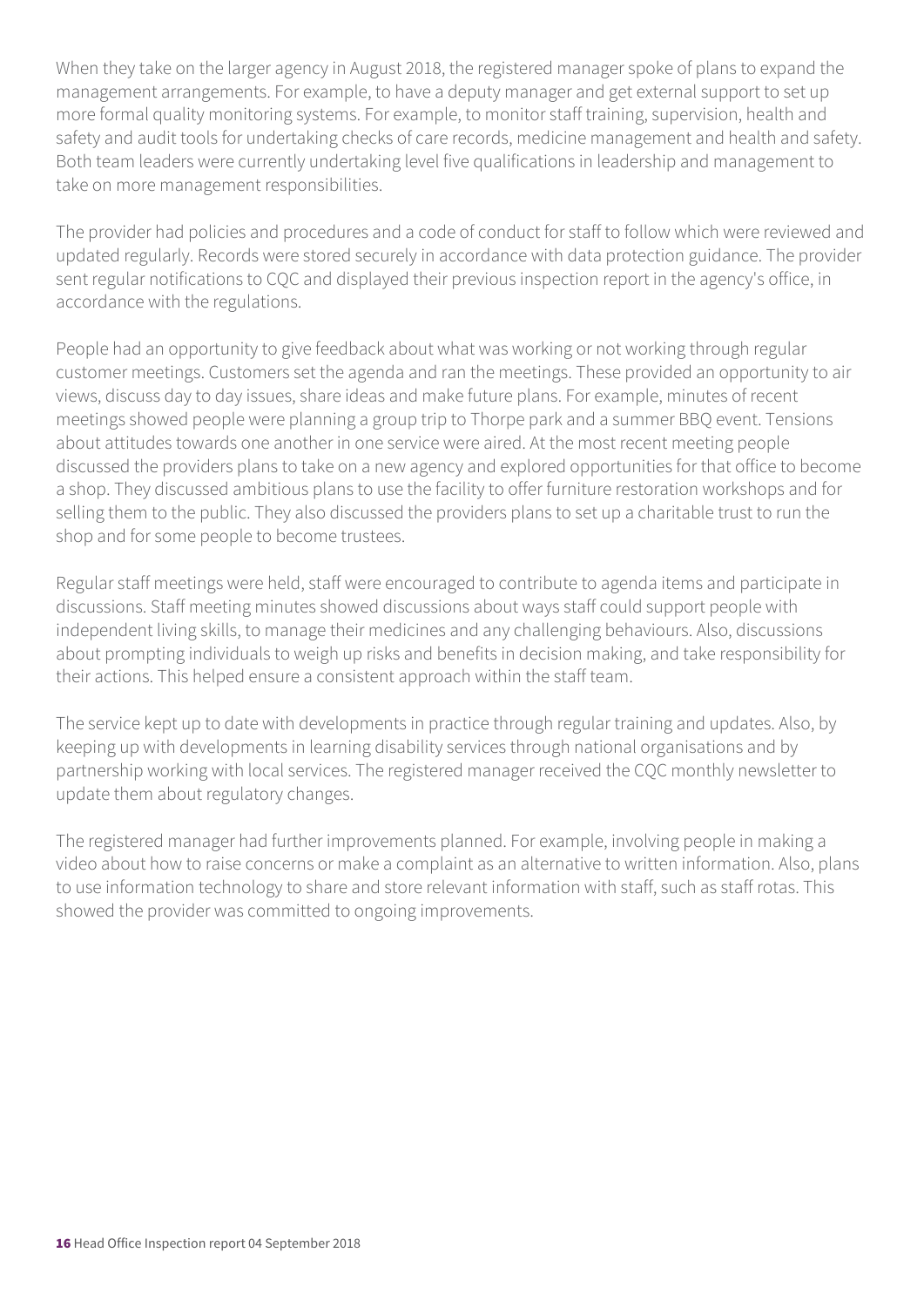When they take on the larger agency in August 2018, the registered manager spoke of plans to expand the management arrangements. For example, to have a deputy manager and get external support to set up more formal quality monitoring systems. For example, to monitor staff training, supervision, health and safety and audit tools for undertaking checks of care records, medicine management and health and safety. Both team leaders were currently undertaking level five qualifications in leadership and management to take on more management responsibilities.

The provider had policies and procedures and a code of conduct for staff to follow which were reviewed and updated regularly. Records were stored securely in accordance with data protection guidance. The provider sent regular notifications to CQC and displayed their previous inspection report in the agency's office, in accordance with the regulations.

People had an opportunity to give feedback about what was working or not working through regular customer meetings. Customers set the agenda and ran the meetings. These provided an opportunity to air views, discuss day to day issues, share ideas and make future plans. For example, minutes of recent meetings showed people were planning a group trip to Thorpe park and a summer BBQ event. Tensions about attitudes towards one another in one service were aired. At the most recent meeting people discussed the providers plans to take on a new agency and explored opportunities for that office to become a shop. They discussed ambitious plans to use the facility to offer furniture restoration workshops and for selling them to the public. They also discussed the providers plans to set up a charitable trust to run the shop and for some people to become trustees.

Regular staff meetings were held, staff were encouraged to contribute to agenda items and participate in discussions. Staff meeting minutes showed discussions about ways staff could support people with independent living skills, to manage their medicines and any challenging behaviours. Also, discussions about prompting individuals to weigh up risks and benefits in decision making, and take responsibility for their actions. This helped ensure a consistent approach within the staff team.

The service kept up to date with developments in practice through regular training and updates. Also, by keeping up with developments in learning disability services through national organisations and by partnership working with local services. The registered manager received the CQC monthly newsletter to update them about regulatory changes.

The registered manager had further improvements planned. For example, involving people in making a video about how to raise concerns or make a complaint as an alternative to written information. Also, plans to use information technology to share and store relevant information with staff, such as staff rotas. This showed the provider was committed to ongoing improvements.